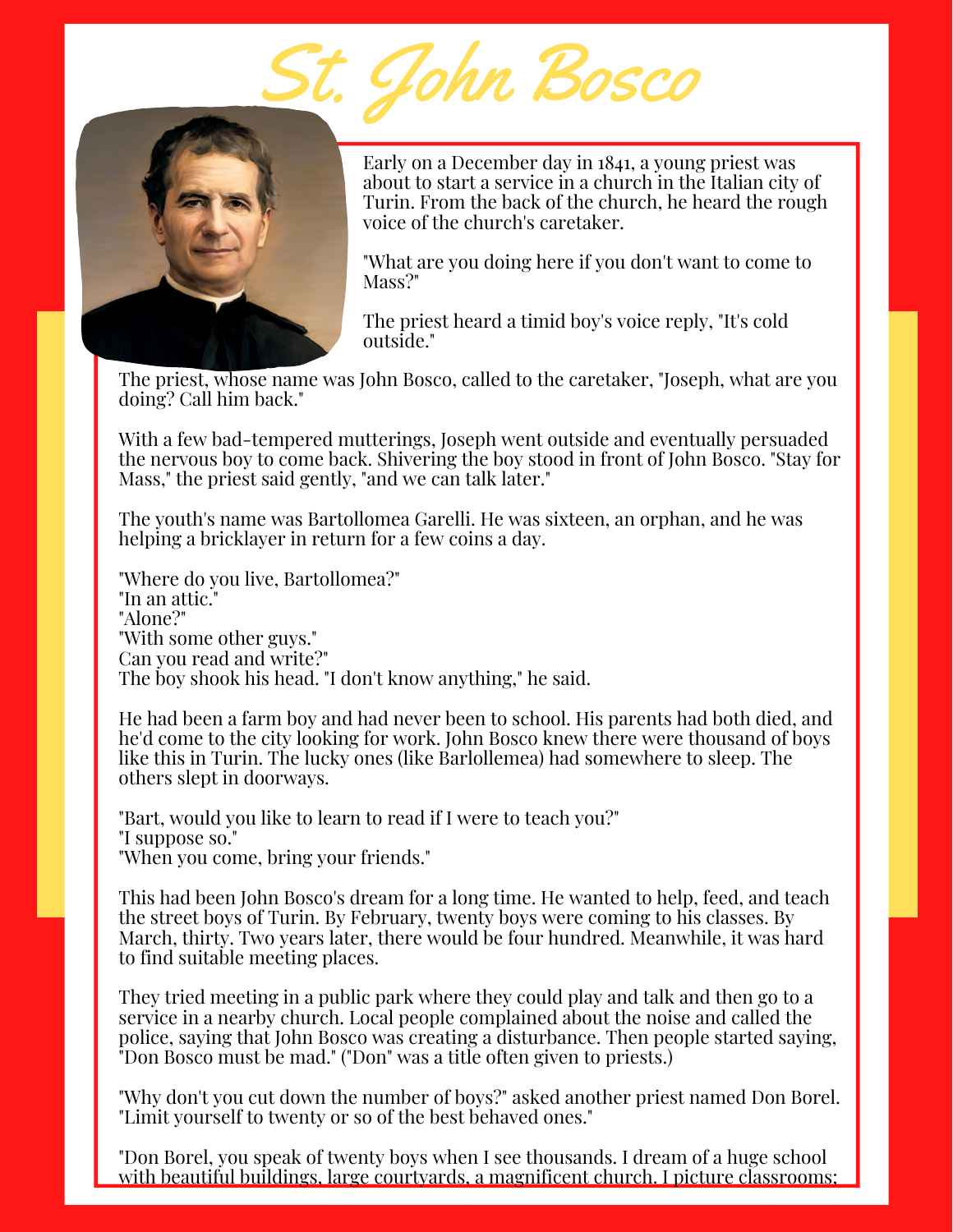# St. John Bosco

Early on a December day in 1841, a young priest was about to start a service in a church in the Italian city of Turin. From the back of the church, he heard the rough voice of the church's caretaker.

"What are you doing here if you don't want to come to Mass?"

The priest heard a timid boy's voice reply, "It's cold outside."

The priest, whose name was John Bosco, called to the caretaker, "Joseph, what are you doing? Call him back."

With a few bad-tempered mutterings, Joseph went outside and eventually persuaded the nervous boy to come back. Shivering the boy stood in front of John Bosco. "Stay for Mass," the priest said gently, "and we can talk later."

The youth's name was Bartollomea Garelli. He was sixteen, an orphan, and he was helping a bricklayer in return for a few coins a day.

"Where do you live, Bartollomea?"
"In an attic."
"Alone?"
"With some other guys."
Can you read and write?"
The boy shook his head. "I don't know anything," he said.

He had been a farm boy and had never been to school. His parents had both died, and he'd come to the city looking for work. John Bosco knew there were thousand of boys like this in Turin. The lucky ones (like Barlollemea) had somewhere to sleep. The others slept in doorways.

"Bart, would you like to learn to read if I were to teach you?"
"I suppose so."
"When you come, bring your friends."

This had been John Bosco's dream for a long time. He wanted to help, feed, and teach the street boys of Turin. By February, twenty boys were coming to his classes. By March, thirty. Two years later, there would be four hundred. Meanwhile, it was hard to find suitable meeting places.

They tried meeting in a public park where they could play and talk and then go to a service in a nearby church. Local people complained about the noise and called the police, saying that John Bosco was creating a disturbance. Then people started saying, "Don Bosco must be mad." ("Don" was a title often given to priests.)

"Why don't you cut down the number of boys?" asked another priest named Don Borel. "Limit yourself to twenty or so of the best behaved ones."

"Don Borel, you speak of twenty boys when I see thousands. I dream of a huge school with beautiful buildings, large courtyards, a magnificent church. I picture classrooms;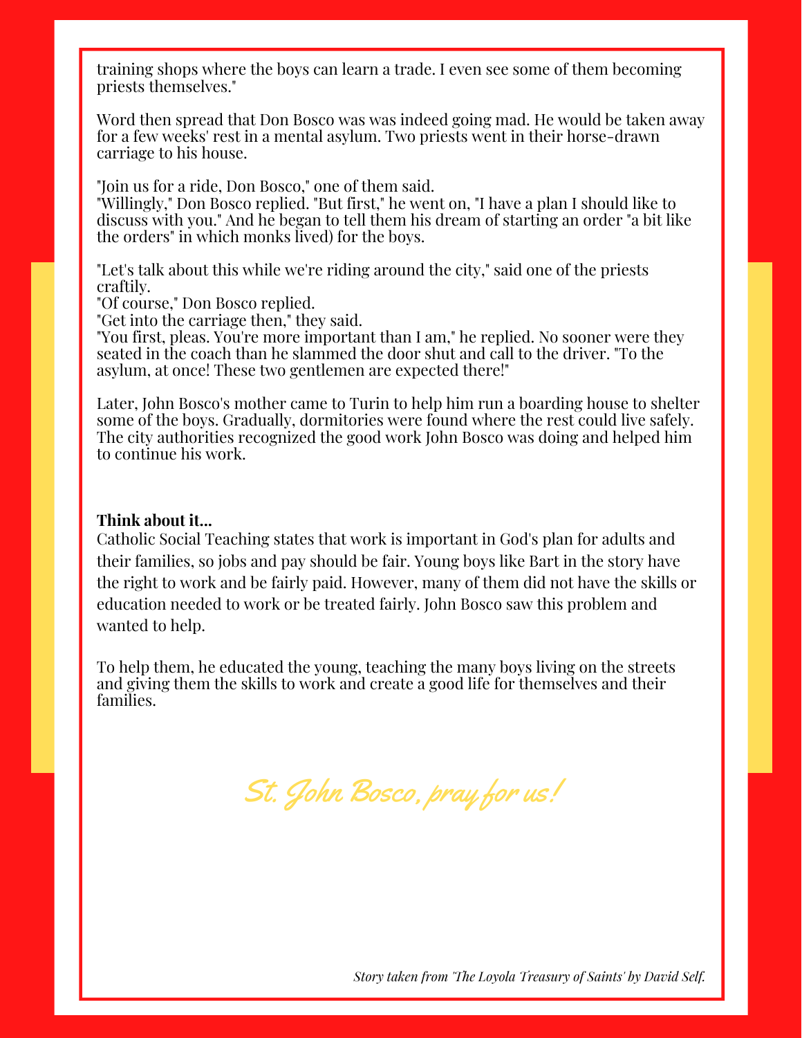training shops where the boys can learn a trade. I even see some of them becoming priests themselves."

Word then spread that Don Bosco was was indeed going mad. He would be taken away for a few weeks' rest in a mental asylum. Two priests went in their horse-drawn carriage to his house.

"Join us for a ride, Don Bosco," one of them said.
"Willingly," Don Bosco replied. "But first," he went on, "I have a plan I should like to discuss with you." And he began to tell them his dream of starting an order "a bit like the orders" in which monks lived) for the boys.

"Let's talk about this while we're riding around the city," said one of the priests craftily.
"Of course," Don Bosco replied.
"Get into the carriage then," they said.
"You first, pleas. You're more important than I am," he replied. No sooner were they seated in the coach than he slammed the door shut and call to the driver. "To the asylum, at once! These two gentlemen are expected there!"

Later, John Bosco's mother came to Turin to help him run a boarding house to shelter some of the boys. Gradually, dormitories were found where the rest could live safely. The city authorities recognized the good work John Bosco was doing and helped him to continue his work.

**Think about it...**
Catholic Social Teaching states that work is important in God's plan for adults and their families, so jobs and pay should be fair. Young boys like Bart in the story have the right to work and be fairly paid. However, many of them did not have the skills or education needed to work or be treated fairly. John Bosco saw this problem and wanted to help.

To help them, he educated the young, teaching the many boys living on the streets and giving them the skills to work and create a good life for themselves and their families.

*St. John Bosco, pray for us!*

*Story taken from 'The Loyola Treasury of Saints' by David Self.*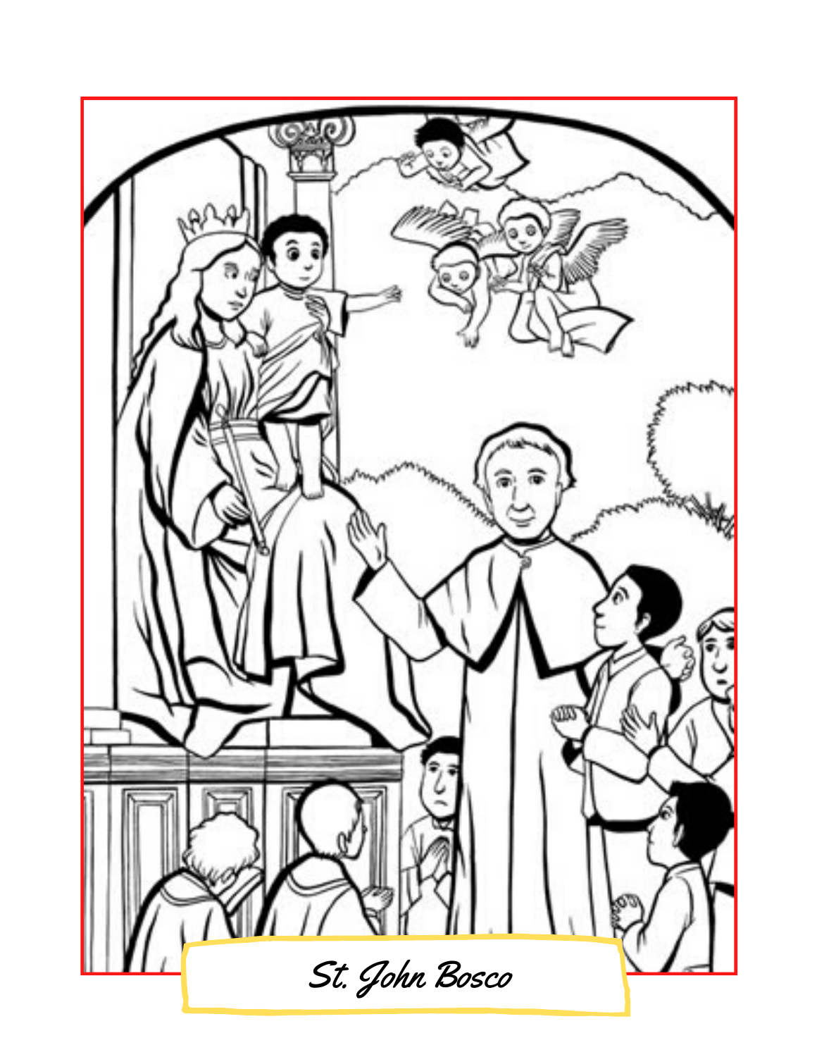St. John Bosco